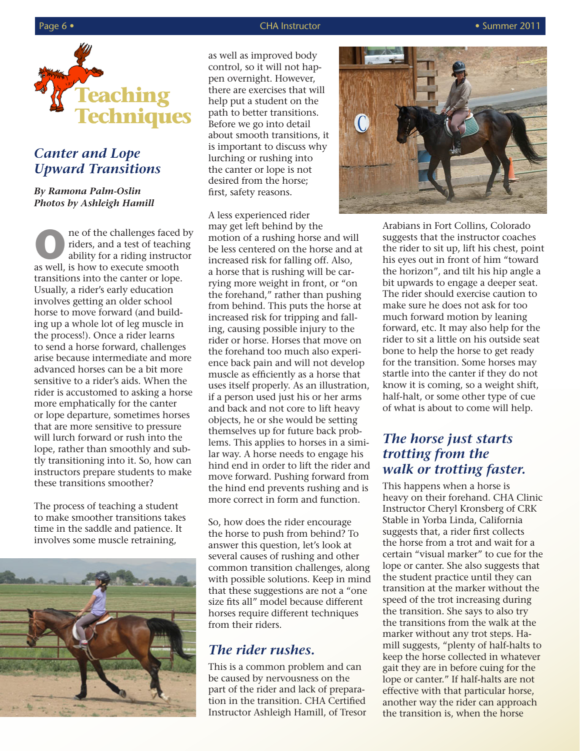# Teaching Techniques

## Canter and Lope Upward Transitions

***By Ramona Palm-Oslin***
***Photos by Ashleigh Hamill***

One of the challenges faced by riders, and a test of teaching ability for a riding instructor as well, is how to execute smooth transitions into the canter or lope. Usually, a rider's early education involves getting an older school horse to move forward (and building up a whole lot of leg muscle in the process!). Once a rider learns to send a horse forward, challenges arise because intermediate and more advanced horses can be a bit more sensitive to a rider's aids. When the rider is accustomed to asking a horse more emphatically for the canter or lope departure, sometimes horses that are more sensitive to pressure will lurch forward or rush into the lope, rather than smoothly and subtly transitioning into it. So, how can instructors prepare students to make these transitions smoother?

The process of teaching a student to make smoother transitions takes time in the saddle and patience. It involves some muscle retraining, as well as improved body control, so it will not happen overnight. However, there are exercises that will help put a student on the path to better transitions. Before we go into detail about smooth transitions, it is important to discuss why lurching or rushing into the canter or lope is not desired from the horse; first, safety reasons.

A less experienced rider may get left behind by the motion of a rushing horse and will be less centered on the horse and at increased risk for falling off. Also, a horse that is rushing will be carrying more weight in front, or "on the forehand," rather than pushing from behind. This puts the horse at increased risk for tripping and falling, causing possible injury to the rider or horse. Horses that move on the forehand too much also experience back pain and will not develop muscle as efficiently as a horse that uses itself properly. As an illustration, if a person used just his or her arms and back and not core to lift heavy objects, he or she would be setting themselves up for future back problems. This applies to horses in a similar way. A horse needs to engage his hind end in order to lift the rider and move forward. Pushing forward from the hind end prevents rushing and is more correct in form and function.

So, how does the rider encourage the horse to push from behind? To answer this question, let's look at several causes of rushing and other common transition challenges, along with possible solutions. Keep in mind that these suggestions are not a "one size fits all" model because different horses require different techniques from their riders.

### *The rider rushes.*

This is a common problem and can be caused by nervousness on the part of the rider and lack of preparation in the transition. CHA Certified Instructor Ashleigh Hamill, of Tresor Arabians in Fort Collins, Colorado suggests that the instructor coaches the rider to sit up, lift his chest, point his eyes out in front of him "toward the horizon", and tilt his hip angle a bit upwards to engage a deeper seat. The rider should exercise caution to make sure he does not ask for too much forward motion by leaning forward, etc. It may also help for the rider to sit a little on his outside seat bone to help the horse to get ready for the transition. Some horses may startle into the canter if they do not know it is coming, so a weight shift, half-halt, or some other type of cue of what is about to come will help.

### *The horse just starts trotting from the walk or trotting faster.*

This happens when a horse is heavy on their forehand. CHA Clinic Instructor Cheryl Kronsberg of CRK Stable in Yorba Linda, California suggests that, a rider first collects the horse from a trot and wait for a certain "visual marker" to cue for the lope or canter. She also suggests that the student practice until they can transition at the marker without the speed of the trot increasing during the transition. She says to also try the transitions from the walk at the marker without any trot steps. Hamill suggests, "plenty of half-halts to keep the horse collected in whatever gait they are in before cuing for the lope or canter." If half-halts are not effective with that particular horse, another way the rider can approach the transition is, when the horse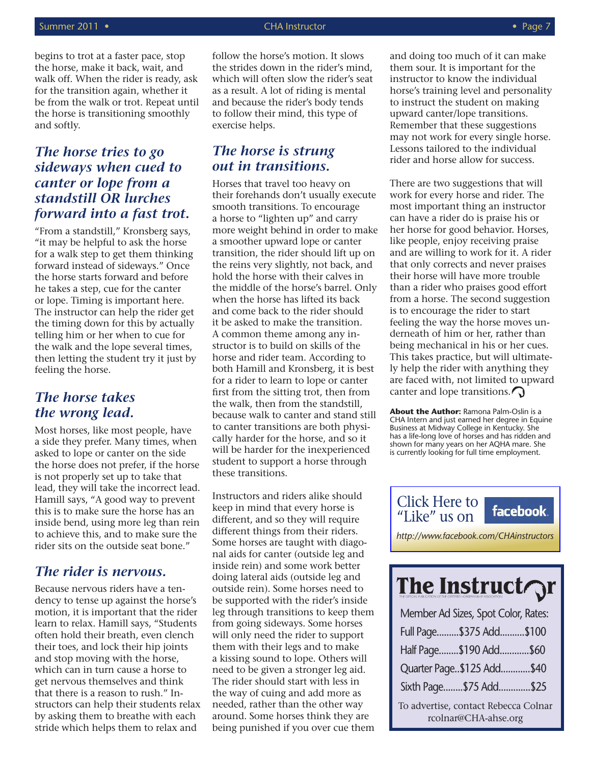begins to trot at a faster pace, stop the horse, make it back, wait, and walk off. When the rider is ready, ask for the transition again, whether it be from the walk or trot. Repeat until the horse is transitioning smoothly and softly.

## *The horse tries to go sideways when cued to canter or lope from a standstill OR lurches forward into a fast trot.*

"From a standstill," Kronsberg says, "it may be helpful to ask the horse for a walk step to get them thinking forward instead of sideways." Once the horse starts forward and before he takes a step, cue for the canter or lope. Timing is important here. The instructor can help the rider get the timing down for this by actually telling him or her when to cue for the walk and the lope several times, then letting the student try it just by feeling the horse.

## *The horse takes the wrong lead.*

Most horses, like most people, have a side they prefer. Many times, when asked to lope or canter on the side the horse does not prefer, if the horse is not properly set up to take that lead, they will take the incorrect lead. Hamill says, "A good way to prevent this is to make sure the horse has an inside bend, using more leg than rein to achieve this, and to make sure the rider sits on the outside seat bone."

## *The rider is nervous.*

Because nervous riders have a tendency to tense up against the horse's motion, it is important that the rider learn to relax. Hamill says, "Students often hold their breath, even clench their toes, and lock their hip joints and stop moving with the horse, which can in turn cause a horse to get nervous themselves and think that there is a reason to rush." Instructors can help their students relax by asking them to breathe with each stride which helps them to relax and follow the horse's motion. It slows the strides down in the rider's mind, which will often slow the rider's seat as a result. A lot of riding is mental and because the rider's body tends to follow their mind, this type of exercise helps.

## *The horse is strung out in transitions.*

Horses that travel too heavy on their forehands don't usually execute smooth transitions. To encourage a horse to "lighten up" and carry more weight behind in order to make a smoother upward lope or canter transition, the rider should lift up on the reins very slightly, not back, and hold the horse with their calves in the middle of the horse's barrel. Only when the horse has lifted its back and come back to the rider should it be asked to make the transition. A common theme among any instructor is to build on skills of the horse and rider team. According to both Hamill and Kronsberg, it is best for a rider to learn to lope or canter first from the sitting trot, then from the walk, then from the standstill, because walk to canter and stand still to canter transitions are both physically harder for the horse, and so it will be harder for the inexperienced student to support a horse through these transitions.

Instructors and riders alike should keep in mind that every horse is different, and so they will require different things from their riders. Some horses are taught with diagonal aids for canter (outside leg and inside rein) and some work better doing lateral aids (outside leg and outside rein). Some horses need to be supported with the rider's inside leg through transitions to keep them from going sideways. Some horses will only need the rider to support them with their legs and to make a kissing sound to lope. Others will need to be given a stronger leg aid. The rider should start with less in the way of cuing and add more as needed, rather than the other way around. Some horses think they are being punished if you over cue them and doing too much of it can make them sour. It is important for the instructor to know the individual horse's training level and personality to instruct the student on making upward canter/lope transitions. Remember that these suggestions may not work for every single horse. Lessons tailored to the individual rider and horse allow for success.

There are two suggestions that will work for every horse and rider. The most important thing an instructor can have a rider do is praise his or her horse for good behavior. Horses, like people, enjoy receiving praise and are willing to work for it. A rider that only corrects and never praises their horse will have more trouble than a rider who praises good effort from a horse. The second suggestion is to encourage the rider to start feeling the way the horse moves underneath of him or her, rather than being mechanical in his or her cues. This takes practice, but will ultimately help the rider with anything they are faced with, not limited to upward canter and lope transitions.

**About the Author:** Ramona Palm-Oslin is a CHA Intern and just earned her degree in Equine Business at Midway College in Kentucky. She has a life-long love of horses and has ridden and shown for many years on her AQHA mare. She is currently looking for full time employment.

Click Here to "Like" us on facebook.

http://www.facebook.com/CHAinstructors

**The Instructor**

THE OFFICIAL PUBLICATION OF THE CERTIFIED HORSEMANSHIP ASSOCIATION

Member Ad Sizes, Spot Color, Rates:

Full Page.........$375 Add..........$100

Half Page........$190 Add............$60

Quarter Page..$125 Add............$40

Sixth Page........$75 Add.............$25

To advertise, contact Rebecca Colnar rcolnar@CHA-ahse.org